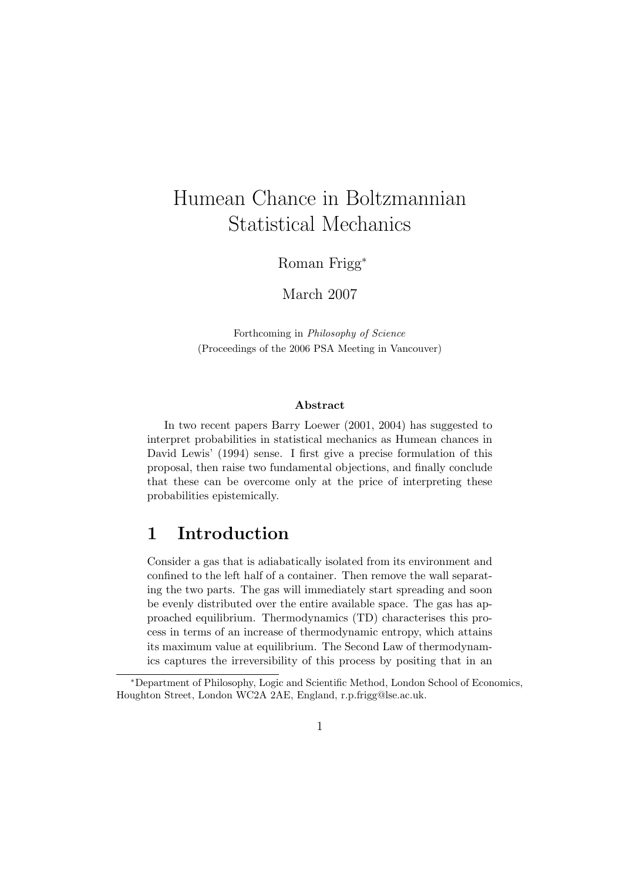# Humean Chance in Boltzmannian Statistical Mechanics

Roman Frigg*

March 2007

Forthcoming in *Philosophy of Science*
(Proceedings of the 2006 PSA Meeting in Vancouver)

**Abstract**

In two recent papers Barry Loewer (2001, 2004) has suggested to interpret probabilities in statistical mechanics as Humean chances in David Lewis' (1994) sense. I first give a precise formulation of this proposal, then raise two fundamental objections, and finally conclude that these can be overcome only at the price of interpreting these probabilities epistemically.

## 1 Introduction

Consider a gas that is adiabatically isolated from its environment and confined to the left half of a container. Then remove the wall separating the two parts. The gas will immediately start spreading and soon be evenly distributed over the entire available space. The gas has approached equilibrium. Thermodynamics (TD) characterises this process in terms of an increase of thermodynamic entropy, which attains its maximum value at equilibrium. The Second Law of thermodynamics captures the irreversibility of this process by positing that in an

---

*Department of Philosophy, Logic and Scientific Method, London School of Economics, Houghton Street, London WC2A 2AE, England, r.p.frigg@lse.ac.uk.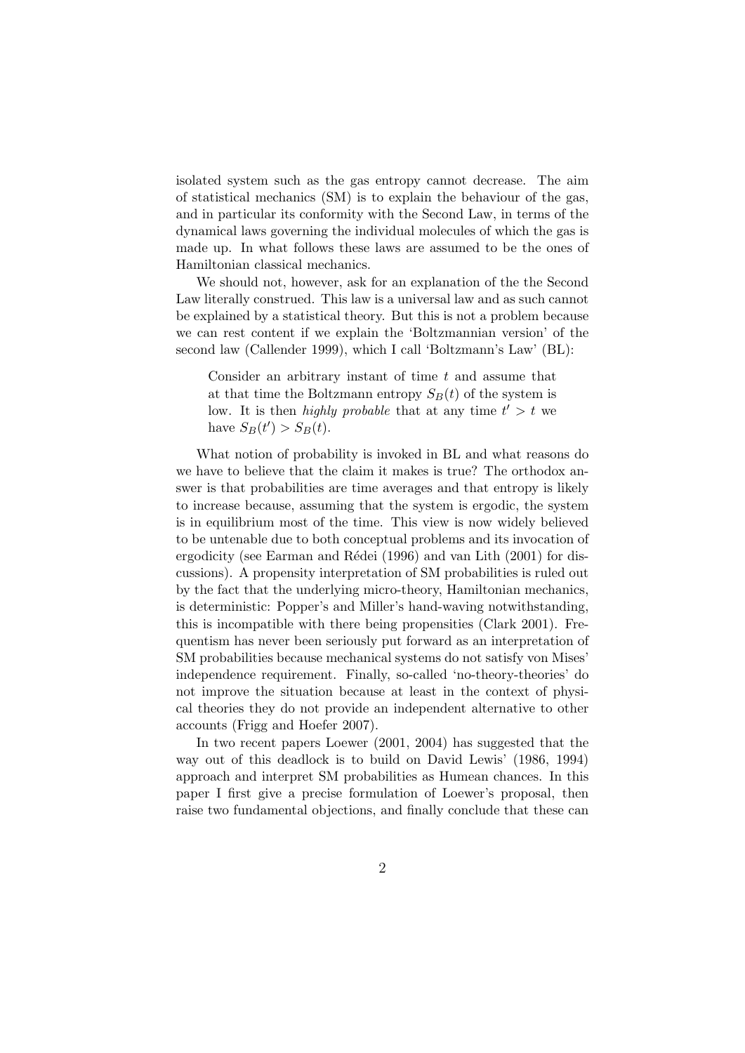isolated system such as the gas entropy cannot decrease. The aim of statistical mechanics (SM) is to explain the behaviour of the gas, and in particular its conformity with the Second Law, in terms of the dynamical laws governing the individual molecules of which the gas is made up. In what follows these laws are assumed to be the ones of Hamiltonian classical mechanics.

We should not, however, ask for an explanation of the the Second Law literally construed. This law is a universal law and as such cannot be explained by a statistical theory. But this is not a problem because we can rest content if we explain the 'Boltzmannian version' of the second law (Callender 1999), which I call 'Boltzmann's Law' (BL):

> Consider an arbitrary instant of time $t$ and assume that at that time the Boltzmann entropy $S_B(t)$ of the system is low. It is then *highly probable* that at any time $t' > t$ we have $S_B(t') > S_B(t)$.

What notion of probability is invoked in BL and what reasons do we have to believe that the claim it makes is true? The orthodox answer is that probabilities are time averages and that entropy is likely to increase because, assuming that the system is ergodic, the system is in equilibrium most of the time. This view is now widely believed to be untenable due to both conceptual problems and its invocation of ergodicity (see Earman and Rédei (1996) and van Lith (2001) for discussions). A propensity interpretation of SM probabilities is ruled out by the fact that the underlying micro-theory, Hamiltonian mechanics, is deterministic: Popper's and Miller's hand-waving notwithstanding, this is incompatible with there being propensities (Clark 2001). Frequentism has never been seriously put forward as an interpretation of SM probabilities because mechanical systems do not satisfy von Mises' independence requirement. Finally, so-called 'no-theory-theories' do not improve the situation because at least in the context of physical theories they do not provide an independent alternative to other accounts (Frigg and Hoefer 2007).

In two recent papers Loewer (2001, 2004) has suggested that the way out of this deadlock is to build on David Lewis' (1986, 1994) approach and interpret SM probabilities as Humean chances. In this paper I first give a precise formulation of Loewer's proposal, then raise two fundamental objections, and finally conclude that these can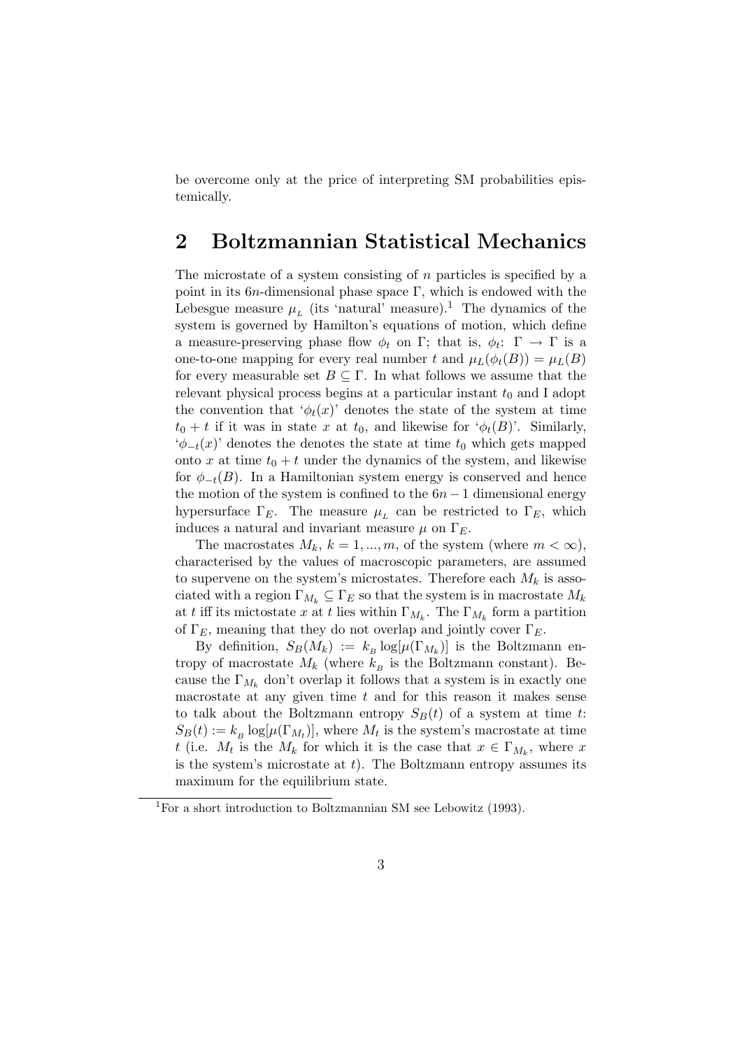be overcome only at the price of interpreting SM probabilities epistemically.

## 2 Boltzmannian Statistical Mechanics

The microstate of a system consisting of $n$ particles is specified by a point in its $6n$-dimensional phase space $\Gamma$, which is endowed with the Lebesgue measure $\mu_{_L}$ (its 'natural' measure).[1] The dynamics of the system is governed by Hamilton's equations of motion, which define a measure-preserving phase flow $\phi_t$ on $\Gamma$; that is, $\phi_t$: $\Gamma \rightarrow \Gamma$ is a one-to-one mapping for every real number $t$ and $\mu_L(\phi_t(B)) = \mu_L(B)$ for every measurable set $B \subseteq \Gamma$. In what follows we assume that the relevant physical process begins at a particular instant $t_0$ and I adopt the convention that '$\phi_t(x)$' denotes the state of the system at time $t_0 + t$ if it was in state $x$ at $t_0$, and likewise for '$\phi_t(B)$'. Similarly, '$\phi_{-t}(x)$' denotes the denotes the state at time $t_0$ which gets mapped onto $x$ at time $t_0 + t$ under the dynamics of the system, and likewise for $\phi_{-t}(B)$. In a Hamiltonian system energy is conserved and hence the motion of the system is confined to the $6n-1$ dimensional energy hypersurface $\Gamma_E$. The measure $\mu_{_L}$ can be restricted to $\Gamma_E$, which induces a natural and invariant measure $\mu$ on $\Gamma_E$.

The macrostates $M_k$, $k = 1, ..., m$, of the system (where $m < \infty$), characterised by the values of macroscopic parameters, are assumed to supervene on the system's microstates. Therefore each $M_k$ is associated with a region $\Gamma_{M_k} \subseteq \Gamma_E$ so that the system is in macrostate $M_k$ at $t$ iff its mictostate $x$ at $t$ lies within $\Gamma_{M_k}$. The $\Gamma_{M_k}$ form a partition of $\Gamma_E$, meaning that they do not overlap and jointly cover $\Gamma_E$.

By definition, $S_B(M_k) := k_{_B} \log[\mu(\Gamma_{M_k})]$ is the Boltzmann entropy of macrostate $M_k$ (where $k_{_B}$ is the Boltzmann constant). Because the $\Gamma_{M_k}$ don't overlap it follows that a system is in exactly one macrostate at any given time $t$ and for this reason it makes sense to talk about the Boltzmann entropy $S_B(t)$ of a system at time $t$: $S_B(t) := k_{_B} \log[\mu(\Gamma_{M_t})]$, where $M_t$ is the system's macrostate at time $t$ (i.e. $M_t$ is the $M_k$ for which it is the case that $x \in \Gamma_{M_k}$, where $x$ is the system's microstate at $t$). The Boltzmann entropy assumes its maximum for the equilibrium state.

[1] For a short introduction to Boltzmannian SM see Lebowitz (1993).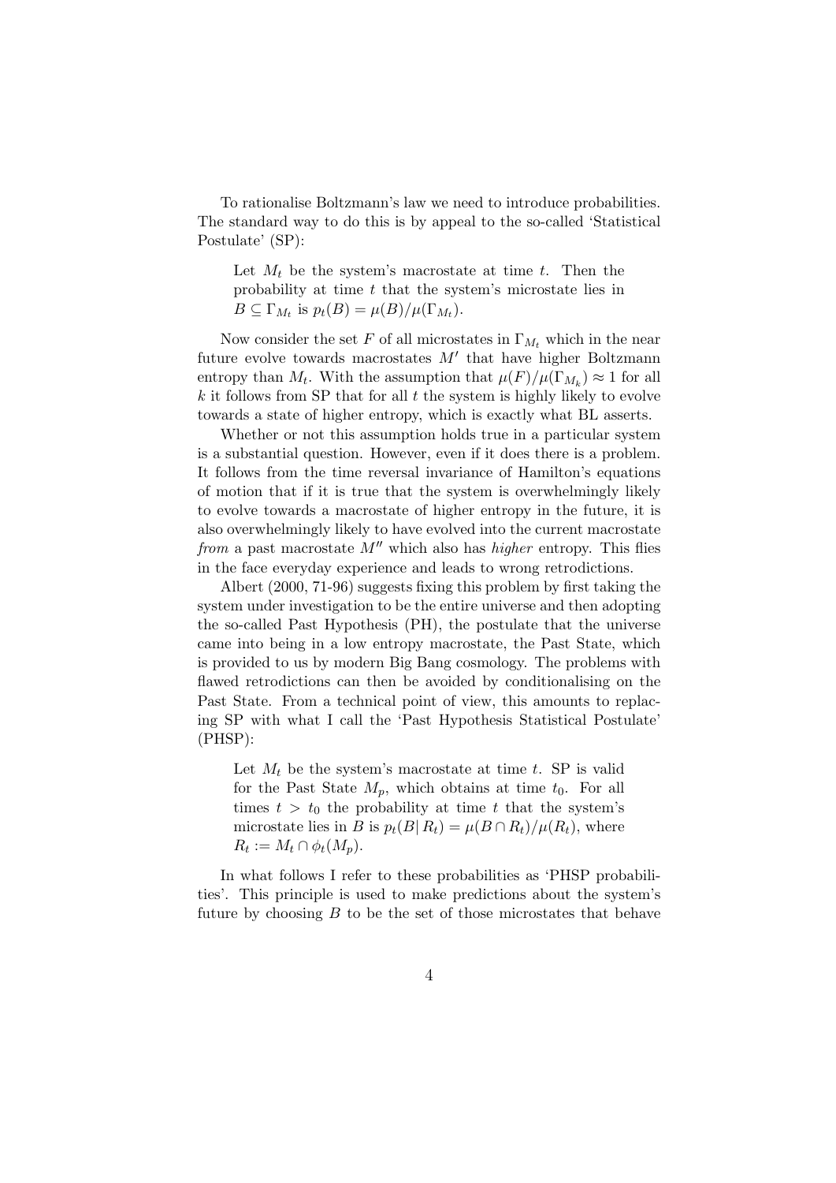To rationalise Boltzmann's law we need to introduce probabilities. The standard way to do this is by appeal to the so-called 'Statistical Postulate' (SP):

> Let $M_t$ be the system's macrostate at time $t$. Then the probability at time $t$ that the system's microstate lies in $B \subseteq \Gamma_{M_t}$ is $p_t(B) = \mu(B)/\mu(\Gamma_{M_t})$.

Now consider the set $F$ of all microstates in $\Gamma_{M_t}$ which in the near future evolve towards macrostates $M'$ that have higher Boltzmann entropy than $M_t$. With the assumption that $\mu(F)/\mu(\Gamma_{M_k}) \approx 1$ for all $k$ it follows from SP that for all $t$ the system is highly likely to evolve towards a state of higher entropy, which is exactly what BL asserts.

Whether or not this assumption holds true in a particular system is a substantial question. However, even if it does there is a problem. It follows from the time reversal invariance of Hamilton's equations of motion that if it is true that the system is overwhelmingly likely to evolve towards a macrostate of higher entropy in the future, it is also overwhelmingly likely to have evolved into the current macrostate *from* a past macrostate $M''$ which also has *higher* entropy. This flies in the face everyday experience and leads to wrong retrodictions.

Albert (2000, 71-96) suggests fixing this problem by first taking the system under investigation to be the entire universe and then adopting the so-called Past Hypothesis (PH), the postulate that the universe came into being in a low entropy macrostate, the Past State, which is provided to us by modern Big Bang cosmology. The problems with flawed retrodictions can then be avoided by conditionalising on the Past State. From a technical point of view, this amounts to replacing SP with what I call the 'Past Hypothesis Statistical Postulate' (PHSP):

> Let $M_t$ be the system's macrostate at time $t$. SP is valid for the Past State $M_p$, which obtains at time $t_0$. For all times $t > t_0$ the probability at time $t$ that the system's microstate lies in $B$ is $p_t(B|\, R_t) = \mu(B \cap R_t)/\mu(R_t)$, where $R_t := M_t \cap \phi_t(M_p)$.

In what follows I refer to these probabilities as 'PHSP probabilities'. This principle is used to make predictions about the system's future by choosing $B$ to be the set of those microstates that behave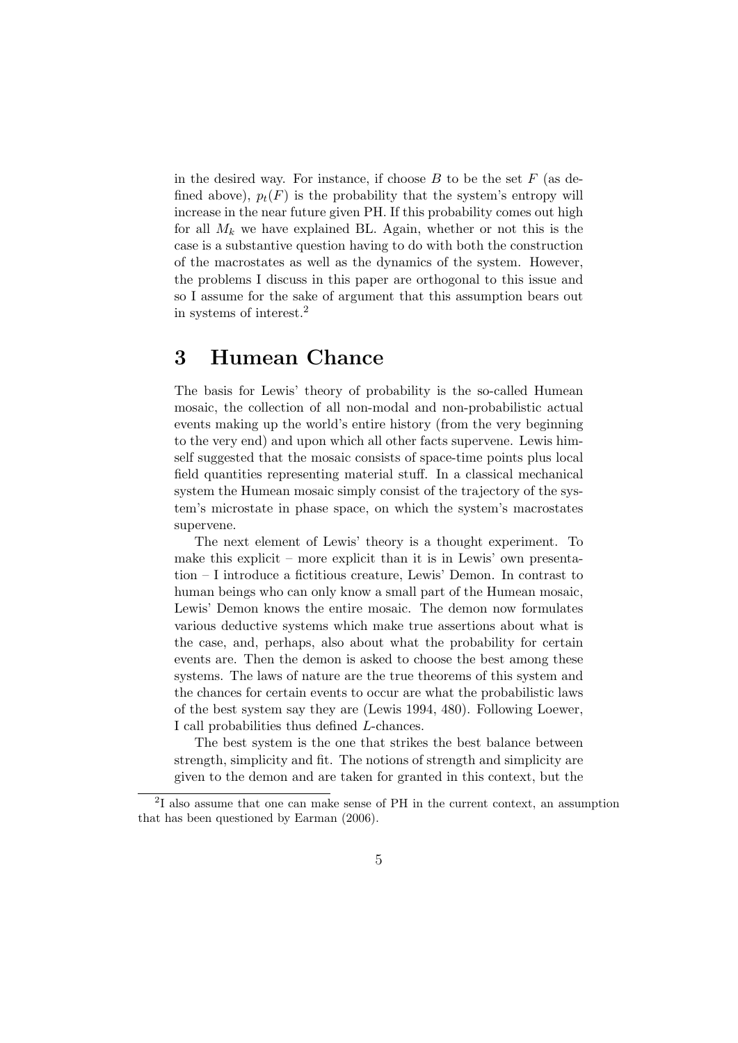in the desired way. For instance, if choose $B$ to be the set $F$ (as defined above), $p_t(F)$ is the probability that the system's entropy will increase in the near future given PH. If this probability comes out high for all $M_k$ we have explained BL. Again, whether or not this is the case is a substantive question having to do with both the construction of the macrostates as well as the dynamics of the system. However, the problems I discuss in this paper are orthogonal to this issue and so I assume for the sake of argument that this assumption bears out in systems of interest.[2]

# 3 Humean Chance

The basis for Lewis' theory of probability is the so-called Humean mosaic, the collection of all non-modal and non-probabilistic actual events making up the world's entire history (from the very beginning to the very end) and upon which all other facts supervene. Lewis himself suggested that the mosaic consists of space-time points plus local field quantities representing material stuff. In a classical mechanical system the Humean mosaic simply consist of the trajectory of the system's microstate in phase space, on which the system's macrostates supervene.

The next element of Lewis' theory is a thought experiment. To make this explicit – more explicit than it is in Lewis' own presentation – I introduce a fictitious creature, Lewis' Demon. In contrast to human beings who can only know a small part of the Humean mosaic, Lewis' Demon knows the entire mosaic. The demon now formulates various deductive systems which make true assertions about what is the case, and, perhaps, also about what the probability for certain events are. Then the demon is asked to choose the best among these systems. The laws of nature are the true theorems of this system and the chances for certain events to occur are what the probabilistic laws of the best system say they are (Lewis 1994, 480). Following Loewer, I call probabilities thus defined *L*-chances.

The best system is the one that strikes the best balance between strength, simplicity and fit. The notions of strength and simplicity are given to the demon and are taken for granted in this context, but the

[2] I also assume that one can make sense of PH in the current context, an assumption that has been questioned by Earman (2006).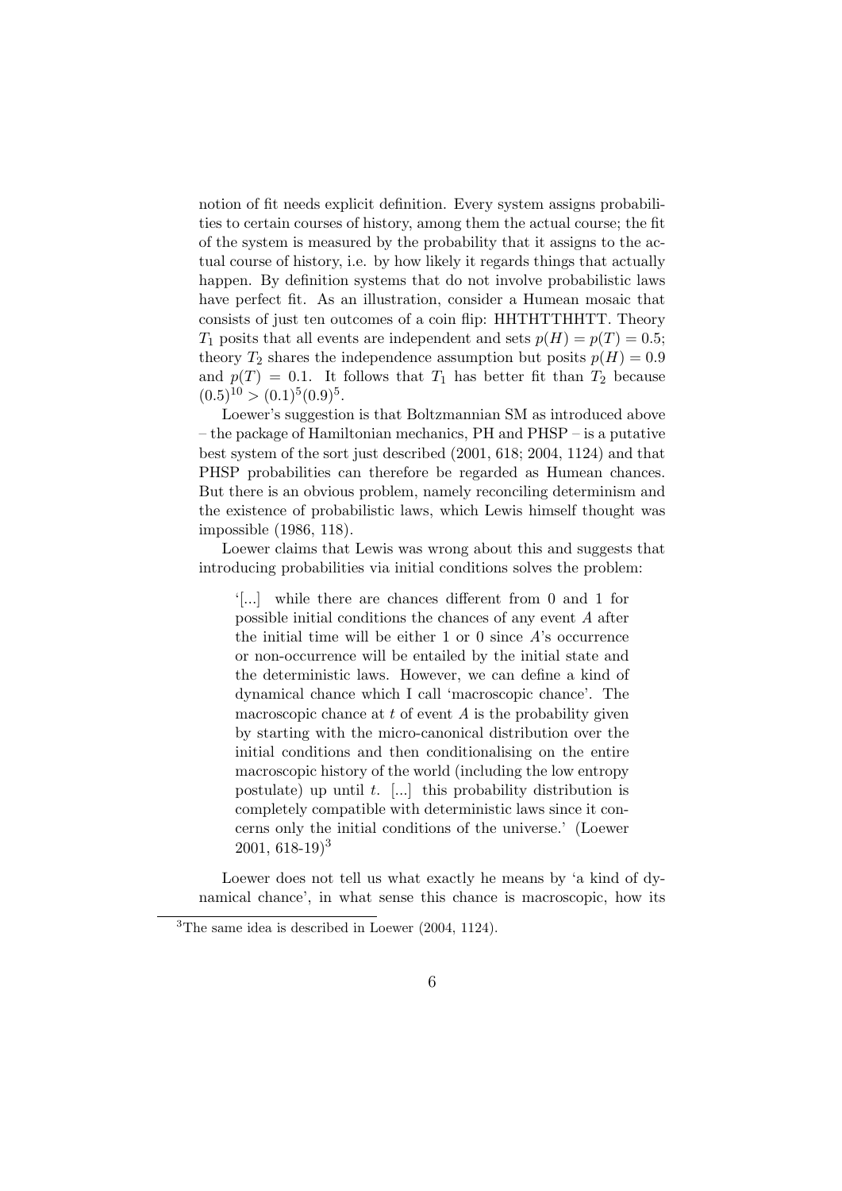notion of fit needs explicit definition. Every system assigns probabilities to certain courses of history, among them the actual course; the fit of the system is measured by the probability that it assigns to the actual course of history, i.e. by how likely it regards things that actually happen. By definition systems that do not involve probabilistic laws have perfect fit. As an illustration, consider a Humean mosaic that consists of just ten outcomes of a coin flip: HHTHTTHHTT. Theory $T_1$ posits that all events are independent and sets $p(H) = p(T) = 0.5$; theory $T_2$ shares the independence assumption but posits $p(H) = 0.9$ and $p(T) = 0.1$. It follows that $T_1$ has better fit than $T_2$ because $(0.5)^{10} > (0.1)^5(0.9)^5$.

Loewer's suggestion is that Boltzmannian SM as introduced above – the package of Hamiltonian mechanics, PH and PHSP – is a putative best system of the sort just described (2001, 618; 2004, 1124) and that PHSP probabilities can therefore be regarded as Humean chances. But there is an obvious problem, namely reconciling determinism and the existence of probabilistic laws, which Lewis himself thought was impossible (1986, 118).

Loewer claims that Lewis was wrong about this and suggests that introducing probabilities via initial conditions solves the problem:

> '[...] while there are chances different from 0 and 1 for possible initial conditions the chances of any event $A$ after the initial time will be either 1 or 0 since $A$'s occurrence or non-occurrence will be entailed by the initial state and the deterministic laws. However, we can define a kind of dynamical chance which I call 'macroscopic chance'. The macroscopic chance at $t$ of event $A$ is the probability given by starting with the micro-canonical distribution over the initial conditions and then conditionalising on the entire macroscopic history of the world (including the low entropy postulate) up until $t$. [...] this probability distribution is completely compatible with deterministic laws since it concerns only the initial conditions of the universe.' (Loewer 2001, 618-19)[3]

Loewer does not tell us what exactly he means by 'a kind of dynamical chance', in what sense this chance is macroscopic, how its

[3] The same idea is described in Loewer (2004, 1124).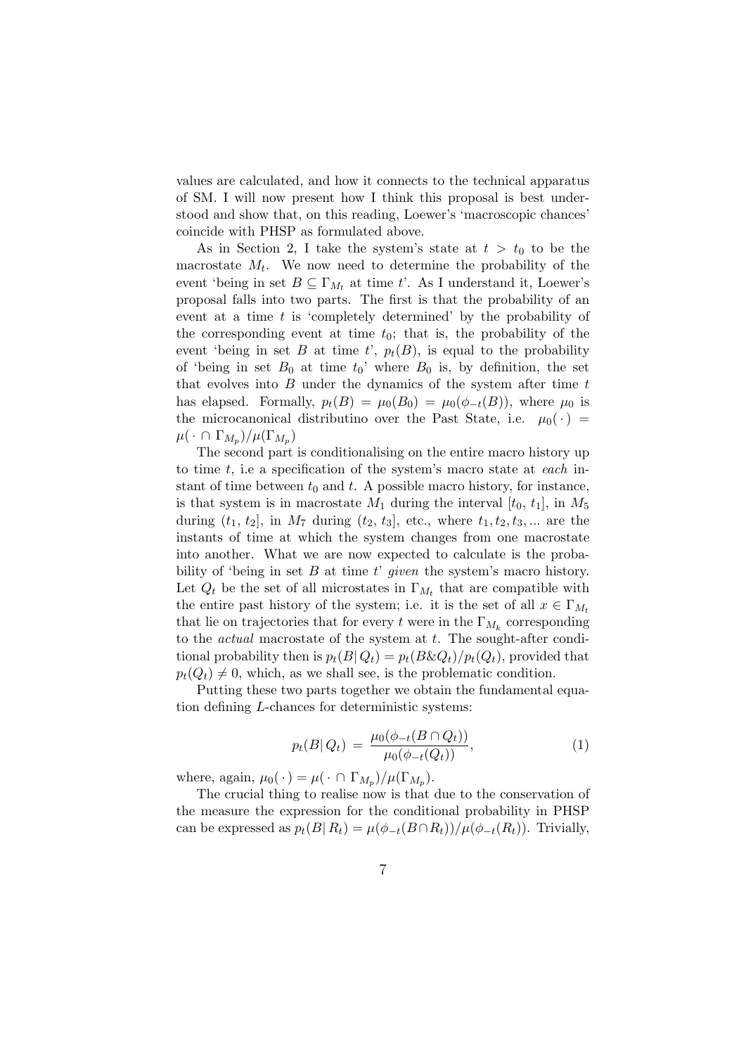values are calculated, and how it connects to the technical apparatus of SM. I will now present how I think this proposal is best understood and show that, on this reading, Loewer's 'macroscopic chances' coincide with PHSP as formulated above.

As in Section 2, I take the system's state at $t > t_0$ to be the macrostate $M_t$. We now need to determine the probability of the event 'being in set $B \subseteq \Gamma_{M_t}$ at time $t$'. As I understand it, Loewer's proposal falls into two parts. The first is that the probability of an event at a time $t$ is 'completely determined' by the probability of the corresponding event at time $t_0$; that is, the probability of the event 'being in set $B$ at time $t$', $p_t(B)$, is equal to the probability of 'being in set $B_0$ at time $t_0$' where $B_0$ is, by definition, the set that evolves into $B$ under the dynamics of the system after time $t$ has elapsed. Formally, $p_t(B) = \mu_0(B_0) = \mu_0(\phi_{-t}(B))$, where $\mu_0$ is the microcanonical distributino over the Past State, i.e. $\mu_0(\,\cdot\,) = \mu(\,\cdot\, \cap \Gamma_{M_p})/\mu(\Gamma_{M_p})$

The second part is conditionalising on the entire macro history up to time $t$, i.e a specification of the system's macro state at *each* instant of time between $t_0$ and $t$. A possible macro history, for instance, is that system is in macrostate $M_1$ during the interval $[t_0, t_1]$, in $M_5$ during $(t_1, t_2]$, in $M_7$ during $(t_2, t_3]$, etc., where $t_1, t_2, t_3, ...$ are the instants of time at which the system changes from one macrostate into another. What we are now expected to calculate is the probability of 'being in set $B$ at time $t$' *given* the system's macro history. Let $Q_t$ be the set of all microstates in $\Gamma_{M_t}$ that are compatible with the entire past history of the system; i.e. it is the set of all $x \in \Gamma_{M_t}$ that lie on trajectories that for every $t$ were in the $\Gamma_{M_k}$ corresponding to the *actual* macrostate of the system at $t$. The sought-after conditional probability then is $p_t(B|\,Q_t) = p_t(B\&Q_t)/p_t(Q_t)$, provided that $p_t(Q_t) \neq 0$, which, as we shall see, is the problematic condition.

Putting these two parts together we obtain the fundamental equation defining $L$-chances for deterministic systems:

$$p_t(B|\,Q_t) \;=\; \frac{\mu_0(\phi_{-t}(B \cap Q_t))}{\mu_0(\phi_{-t}(Q_t))}, \tag{1}$$

where, again, $\mu_0(\,\cdot\,) = \mu(\,\cdot\, \cap \Gamma_{M_p})/\mu(\Gamma_{M_p})$.

The crucial thing to realise now is that due to the conservation of the measure the expression for the conditional probability in PHSP can be expressed as $p_t(B|\,R_t) = \mu(\phi_{-t}(B \cap R_t))/\mu(\phi_{-t}(R_t))$. Trivially,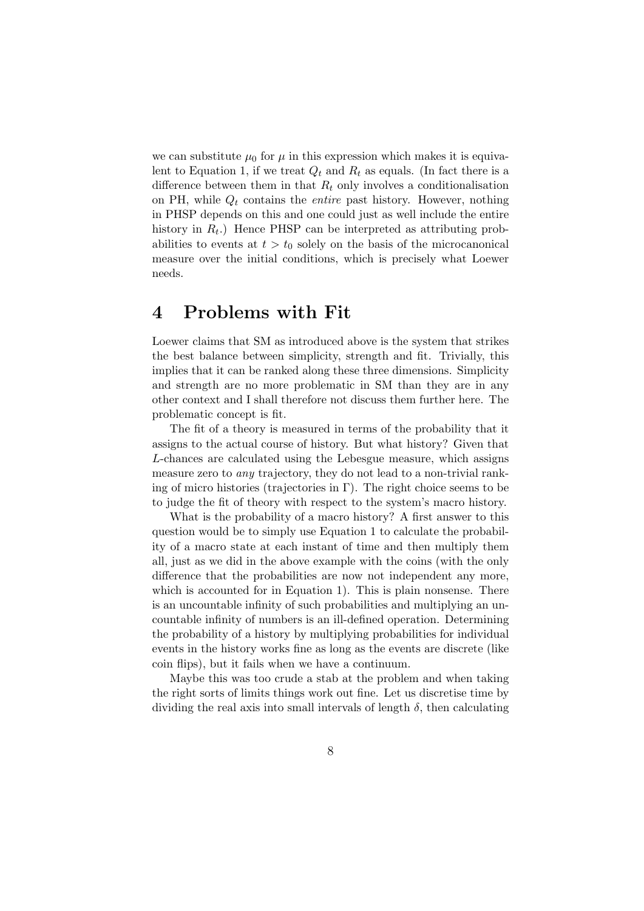we can substitute $\mu_0$ for $\mu$ in this expression which makes it is equivalent to Equation 1, if we treat $Q_t$ and $R_t$ as equals. (In fact there is a difference between them in that $R_t$ only involves a conditionalisation on PH, while $Q_t$ contains the *entire* past history. However, nothing in PHSP depends on this and one could just as well include the entire history in $R_t$.) Hence PHSP can be interpreted as attributing probabilities to events at $t > t_0$ solely on the basis of the microcanonical measure over the initial conditions, which is precisely what Loewer needs.

# 4 Problems with Fit

Loewer claims that SM as introduced above is the system that strikes the best balance between simplicity, strength and fit. Trivially, this implies that it can be ranked along these three dimensions. Simplicity and strength are no more problematic in SM than they are in any other context and I shall therefore not discuss them further here. The problematic concept is fit.

The fit of a theory is measured in terms of the probability that it assigns to the actual course of history. But what history? Given that $L$-chances are calculated using the Lebesgue measure, which assigns measure zero to *any* trajectory, they do not lead to a non-trivial ranking of micro histories (trajectories in $\Gamma$). The right choice seems to be to judge the fit of theory with respect to the system's macro history.

What is the probability of a macro history? A first answer to this question would be to simply use Equation 1 to calculate the probability of a macro state at each instant of time and then multiply them all, just as we did in the above example with the coins (with the only difference that the probabilities are now not independent any more, which is accounted for in Equation 1). This is plain nonsense. There is an uncountable infinity of such probabilities and multiplying an uncountable infinity of numbers is an ill-defined operation. Determining the probability of a history by multiplying probabilities for individual events in the history works fine as long as the events are discrete (like coin flips), but it fails when we have a continuum.

Maybe this was too crude a stab at the problem and when taking the right sorts of limits things work out fine. Let us discretise time by dividing the real axis into small intervals of length $\delta$, then calculating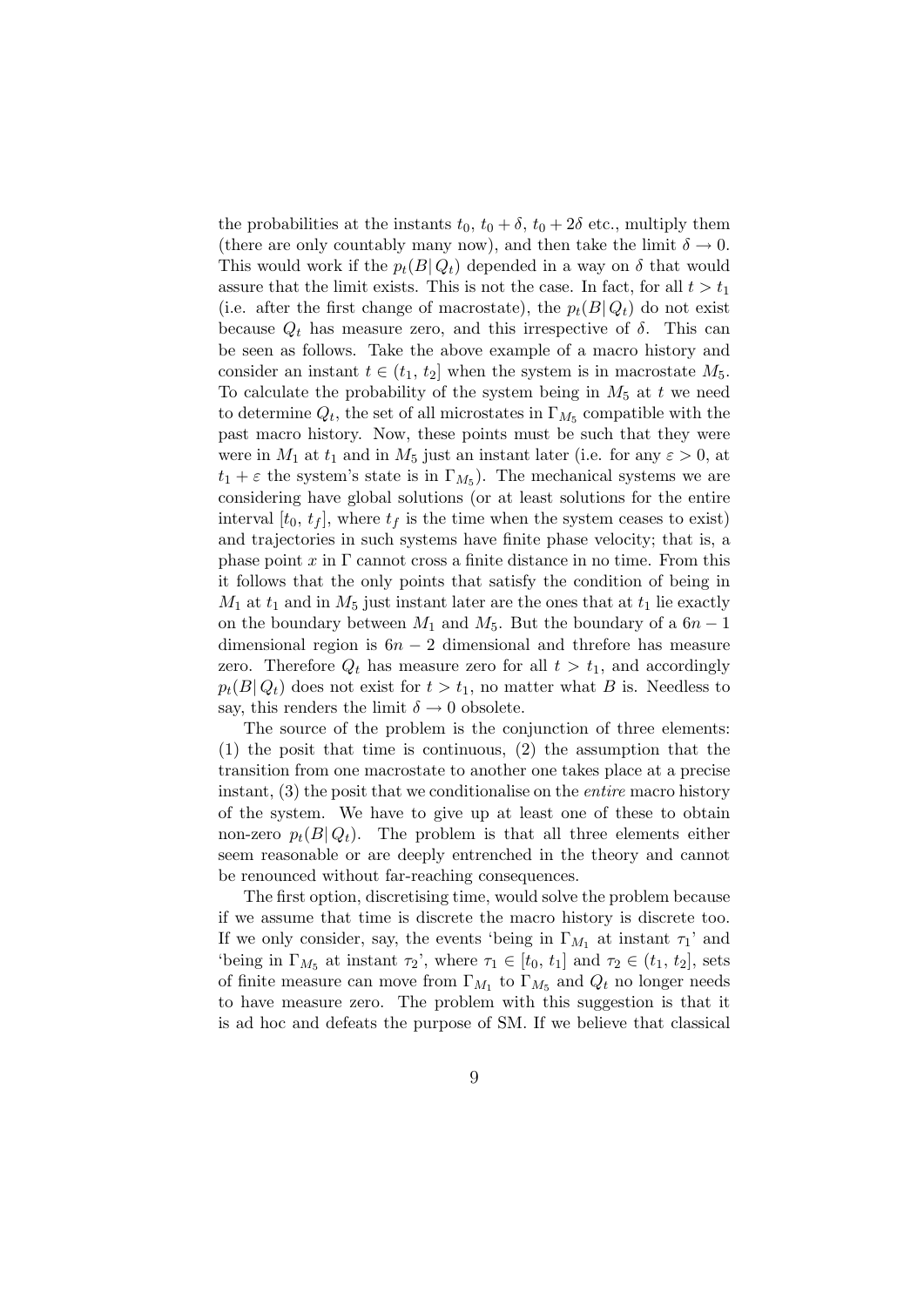the probabilities at the instants $t_0$, $t_0 + \delta$, $t_0 + 2\delta$ etc., multiply them (there are only countably many now), and then take the limit $\delta \to 0$. This would work if the $p_t(B|\, Q_t)$ depended in a way on $\delta$ that would assure that the limit exists. This is not the case. In fact, for all $t > t_1$ (i.e. after the first change of macrostate), the $p_t(B|\, Q_t)$ do not exist because $Q_t$ has measure zero, and this irrespective of $\delta$. This can be seen as follows. Take the above example of a macro history and consider an instant $t \in (t_1,\, t_2]$ when the system is in macrostate $M_5$. To calculate the probability of the system being in $M_5$ at $t$ we need to determine $Q_t$, the set of all microstates in $\Gamma_{M_5}$ compatible with the past macro history. Now, these points must be such that they were were in $M_1$ at $t_1$ and in $M_5$ just an instant later (i.e. for any $\varepsilon > 0$, at $t_1 + \varepsilon$ the system's state is in $\Gamma_{M_5}$). The mechanical systems we are considering have global solutions (or at least solutions for the entire interval $[t_0,\, t_f]$, where $t_f$ is the time when the system ceases to exist) and trajectories in such systems have finite phase velocity; that is, a phase point $x$ in $\Gamma$ cannot cross a finite distance in no time. From this it follows that the only points that satisfy the condition of being in $M_1$ at $t_1$ and in $M_5$ just instant later are the ones that at $t_1$ lie exactly on the boundary between $M_1$ and $M_5$. But the boundary of a $6n - 1$ dimensional region is $6n - 2$ dimensional and threfore has measure zero. Therefore $Q_t$ has measure zero for all $t > t_1$, and accordingly $p_t(B|\, Q_t)$ does not exist for $t > t_1$, no matter what $B$ is. Needless to say, this renders the limit $\delta \to 0$ obsolete.

The source of the problem is the conjunction of three elements: (1) the posit that time is continuous, (2) the assumption that the transition from one macrostate to another one takes place at a precise instant, (3) the posit that we conditionalise on the *entire* macro history of the system. We have to give up at least one of these to obtain non-zero $p_t(B|\, Q_t)$. The problem is that all three elements either seem reasonable or are deeply entrenched in the theory and cannot be renounced without far-reaching consequences.

The first option, discretising time, would solve the problem because if we assume that time is discrete the macro history is discrete too. If we only consider, say, the events 'being in $\Gamma_{M_1}$ at instant $\tau_1$' and 'being in $\Gamma_{M_5}$ at instant $\tau_2$', where $\tau_1 \in [t_0,\, t_1]$ and $\tau_2 \in (t_1,\, t_2]$, sets of finite measure can move from $\Gamma_{M_1}$ to $\Gamma_{M_5}$ and $Q_t$ no longer needs to have measure zero. The problem with this suggestion is that it is ad hoc and defeats the purpose of SM. If we believe that classical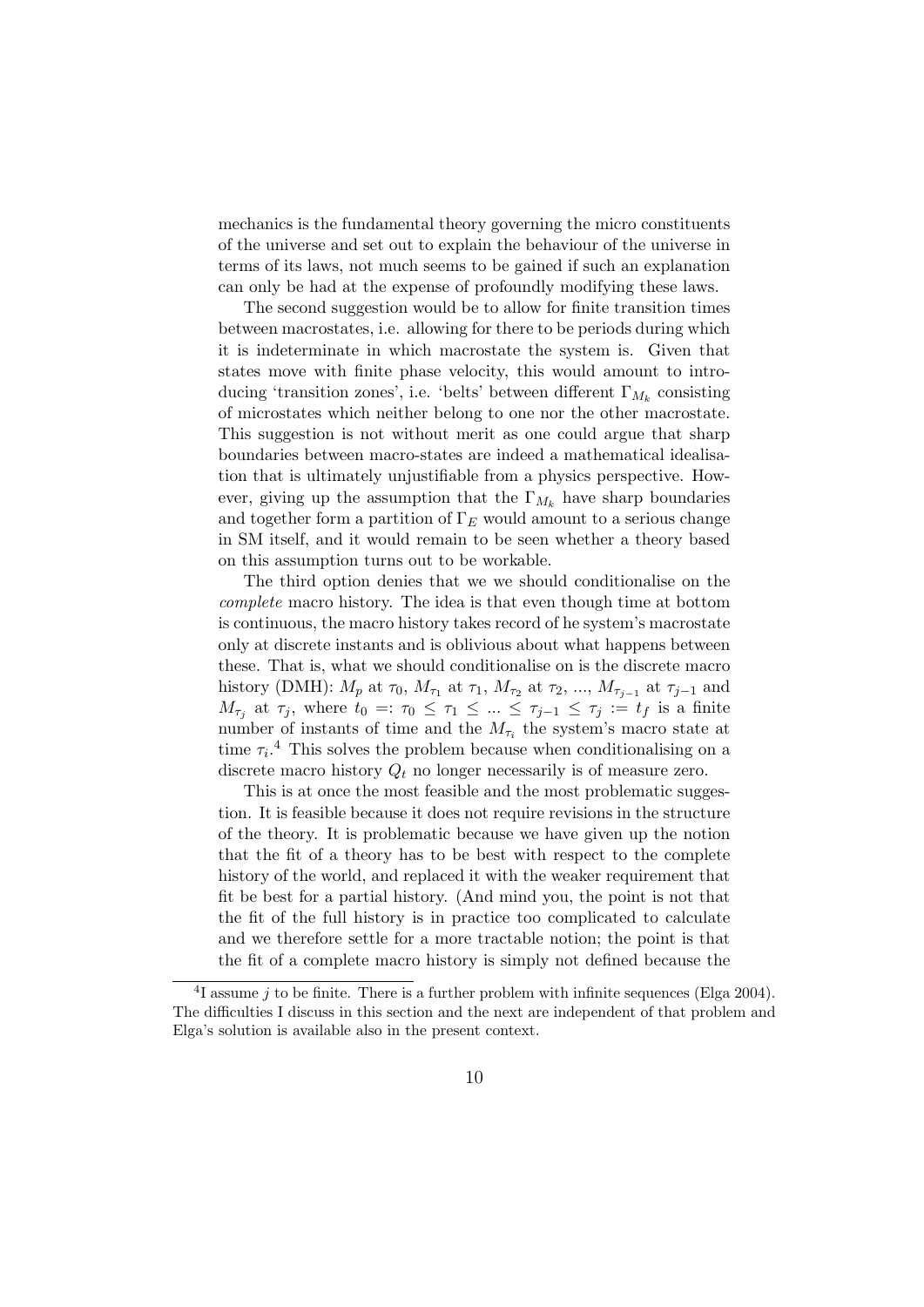mechanics is the fundamental theory governing the micro constituents of the universe and set out to explain the behaviour of the universe in terms of its laws, not much seems to be gained if such an explanation can only be had at the expense of profoundly modifying these laws.

The second suggestion would be to allow for finite transition times between macrostates, i.e. allowing for there to be periods during which it is indeterminate in which macrostate the system is. Given that states move with finite phase velocity, this would amount to introducing 'transition zones', i.e. 'belts' between different $\Gamma_{M_k}$ consisting of microstates which neither belong to one nor the other macrostate. This suggestion is not without merit as one could argue that sharp boundaries between macro-states are indeed a mathematical idealisation that is ultimately unjustifiable from a physics perspective. However, giving up the assumption that the $\Gamma_{M_k}$ have sharp boundaries and together form a partition of $\Gamma_E$ would amount to a serious change in SM itself, and it would remain to be seen whether a theory based on this assumption turns out to be workable.

The third option denies that we we should conditionalise on the *complete* macro history. The idea is that even though time at bottom is continuous, the macro history takes record of he system's macrostate only at discrete instants and is oblivious about what happens between these. That is, what we should conditionalise on is the discrete macro history (DMH): $M_p$ at $\tau_0$, $M_{\tau_1}$ at $\tau_1$, $M_{\tau_2}$ at $\tau_2$, ..., $M_{\tau_{j-1}}$ at $\tau_{j-1}$ and $M_{\tau_j}$ at $\tau_j$, where $t_0 =: \tau_0 \leq \tau_1 \leq ... \leq \tau_{j-1} \leq \tau_j := t_f$ is a finite number of instants of time and the $M_{\tau_i}$ the system's macro state at time $\tau_i$.[4] This solves the problem because when conditionalising on a discrete macro history $Q_t$ no longer necessarily is of measure zero.

This is at once the most feasible and the most problematic suggestion. It is feasible because it does not require revisions in the structure of the theory. It is problematic because we have given up the notion that the fit of a theory has to be best with respect to the complete history of the world, and replaced it with the weaker requirement that fit be best for a partial history. (And mind you, the point is not that the fit of the full history is in practice too complicated to calculate and we therefore settle for a more tractable notion; the point is that the fit of a complete macro history is simply not defined because the

[4] I assume $j$ to be finite. There is a further problem with infinite sequences (Elga 2004). The difficulties I discuss in this section and the next are independent of that problem and Elga's solution is available also in the present context.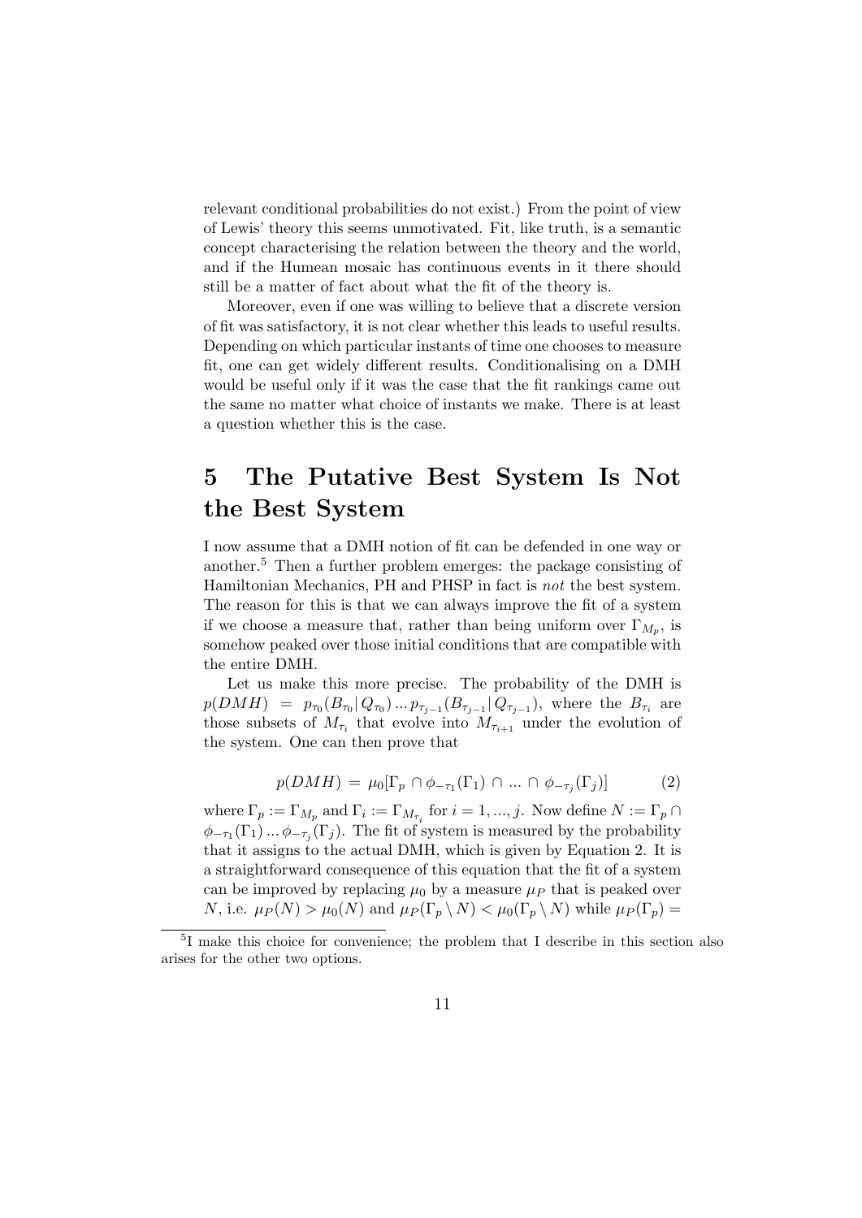relevant conditional probabilities do not exist.) From the point of view of Lewis' theory this seems unmotivated. Fit, like truth, is a semantic concept characterising the relation between the theory and the world, and if the Humean mosaic has continuous events in it there should still be a matter of fact about what the fit of the theory is.

Moreover, even if one was willing to believe that a discrete version of fit was satisfactory, it is not clear whether this leads to useful results. Depending on which particular instants of time one chooses to measure fit, one can get widely different results. Conditionalising on a DMH would be useful only if it was the case that the fit rankings came out the same no matter what choice of instants we make. There is at least a question whether this is the case.

# 5 The Putative Best System Is Not the Best System

I now assume that a DMH notion of fit can be defended in one way or another.[5] Then a further problem emerges: the package consisting of Hamiltonian Mechanics, PH and PHSP in fact is *not* the best system. The reason for this is that we can always improve the fit of a system if we choose a measure that, rather than being uniform over $\Gamma_{M_p}$, is somehow peaked over those initial conditions that are compatible with the entire DMH.

Let us make this more precise. The probability of the DMH is $p(DMH) = p_{\tau_0}(B_{\tau_0}|\,Q_{\tau_0})\,...\,p_{\tau_{j-1}}(B_{\tau_{j-1}}|\,Q_{\tau_{j-1}})$, where the $B_{\tau_i}$ are those subsets of $M_{\tau_i}$ that evolve into $M_{\tau_{i+1}}$ under the evolution of the system. One can then prove that

$$p(DMH) = \mu_0[\Gamma_p \cap \phi_{-\tau_1}(\Gamma_1) \cap \,...\, \cap \phi_{-\tau_j}(\Gamma_j)] \tag{2}$$

where $\Gamma_p := \Gamma_{M_p}$ and $\Gamma_i := \Gamma_{M_{\tau_i}}$ for $i = 1, ..., j$. Now define $N := \Gamma_p \cap \phi_{-\tau_1}(\Gamma_1)\,...\,\phi_{-\tau_j}(\Gamma_j)$. The fit of system is measured by the probability that it assigns to the actual DMH, which is given by Equation 2. It is a straightforward consequence of this equation that the fit of a system can be improved by replacing $\mu_0$ by a measure $\mu_P$ that is peaked over $N$, i.e. $\mu_P(N) > \mu_0(N)$ and $\mu_P(\Gamma_p \setminus N) < \mu_0(\Gamma_p \setminus N)$ while $\mu_P(\Gamma_p) =$

[5] I make this choice for convenience; the problem that I describe in this section also arises for the other two options.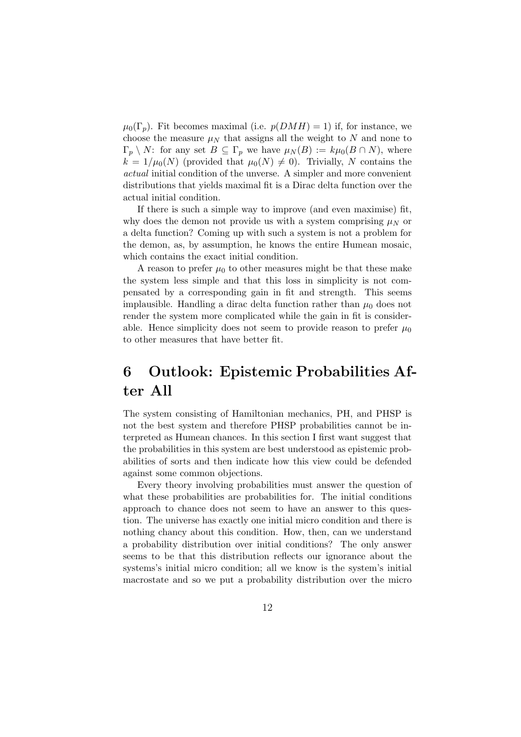$\mu_0(\Gamma_p)$. Fit becomes maximal (i.e. $p(DMH) = 1$) if, for instance, we choose the measure $\mu_N$ that assigns all the weight to $N$ and none to $\Gamma_p \setminus N$: for any set $B \subseteq \Gamma_p$ we have $\mu_N(B) := k\mu_0(B \cap N)$, where $k = 1/\mu_0(N)$ (provided that $\mu_0(N) \neq 0$). Trivially, $N$ contains the *actual* initial condition of the unverse. A simpler and more convenient distributions that yields maximal fit is a Dirac delta function over the actual initial condition.

If there is such a simple way to improve (and even maximise) fit, why does the demon not provide us with a system comprising $\mu_N$ or a delta function? Coming up with such a system is not a problem for the demon, as, by assumption, he knows the entire Humean mosaic, which contains the exact initial condition.

A reason to prefer $\mu_0$ to other measures might be that these make the system less simple and that this loss in simplicity is not compensated by a corresponding gain in fit and strength. This seems implausible. Handling a dirac delta function rather than $\mu_0$ does not render the system more complicated while the gain in fit is considerable. Hence simplicity does not seem to provide reason to prefer $\mu_0$ to other measures that have better fit.

# 6 Outlook: Epistemic Probabilities After All

The system consisting of Hamiltonian mechanics, PH, and PHSP is not the best system and therefore PHSP probabilities cannot be interpreted as Humean chances. In this section I first want suggest that the probabilities in this system are best understood as epistemic probabilities of sorts and then indicate how this view could be defended against some common objections.

Every theory involving probabilities must answer the question of what these probabilities are probabilities for. The initial conditions approach to chance does not seem to have an answer to this question. The universe has exactly one initial micro condition and there is nothing chancy about this condition. How, then, can we understand a probability distribution over initial conditions? The only answer seems to be that this distribution reflects our ignorance about the systems's initial micro condition; all we know is the system's initial macrostate and so we put a probability distribution over the micro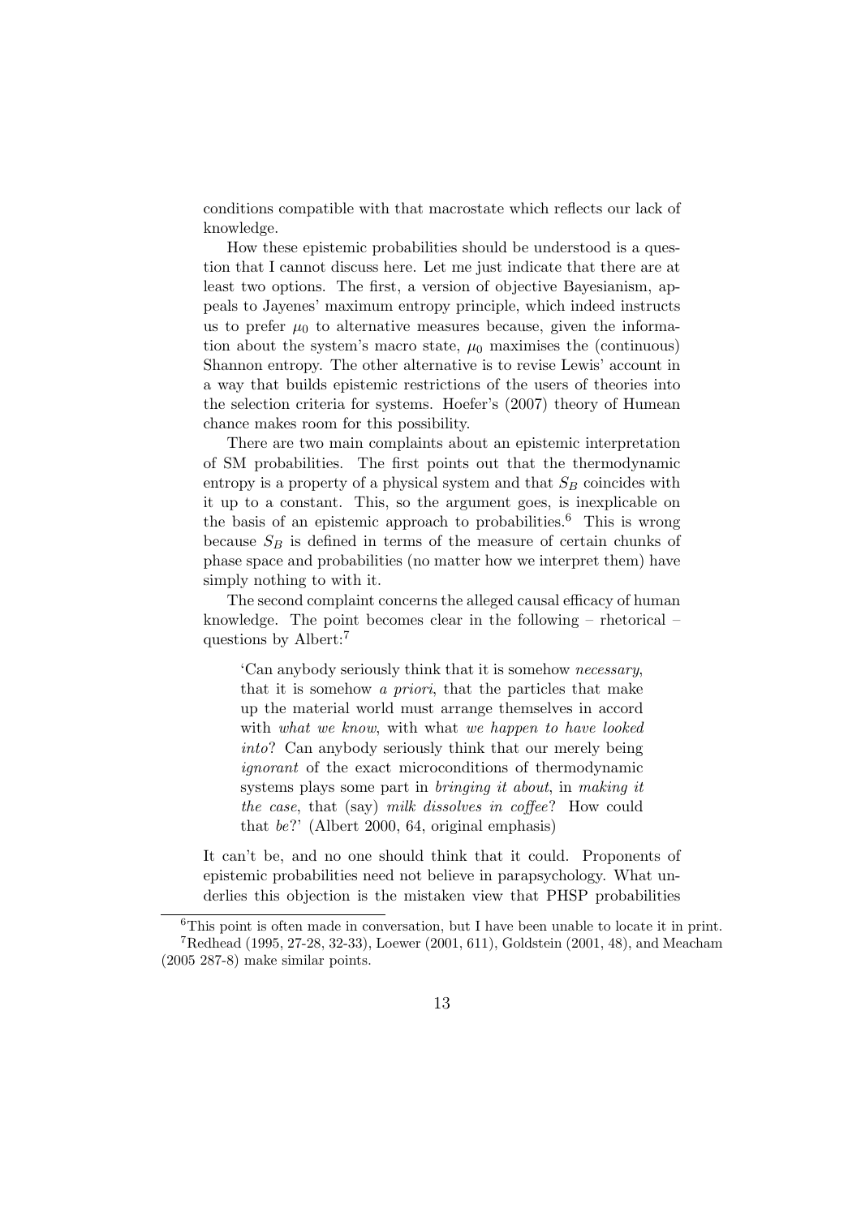conditions compatible with that macrostate which reflects our lack of knowledge.

How these epistemic probabilities should be understood is a question that I cannot discuss here. Let me just indicate that there are at least two options. The first, a version of objective Bayesianism, appeals to Jayenes' maximum entropy principle, which indeed instructs us to prefer $\mu_0$ to alternative measures because, given the information about the system's macro state, $\mu_0$ maximises the (continuous) Shannon entropy. The other alternative is to revise Lewis' account in a way that builds epistemic restrictions of the users of theories into the selection criteria for systems. Hoefer's (2007) theory of Humean chance makes room for this possibility.

There are two main complaints about an epistemic interpretation of SM probabilities. The first points out that the thermodynamic entropy is a property of a physical system and that $S_B$ coincides with it up to a constant. This, so the argument goes, is inexplicable on the basis of an epistemic approach to probabilities.[6] This is wrong because $S_B$ is defined in terms of the measure of certain chunks of phase space and probabilities (no matter how we interpret them) have simply nothing to with it.

The second complaint concerns the alleged causal efficacy of human knowledge. The point becomes clear in the following – rhetorical – questions by Albert:[7]

> 'Can anybody seriously think that it is somehow *necessary*, that it is somehow *a priori*, that the particles that make up the material world must arrange themselves in accord with *what we know*, with what *we happen to have looked into*? Can anybody seriously think that our merely being *ignorant* of the exact microconditions of thermodynamic systems plays some part in *bringing it about*, in *making it the case*, that (say) *milk dissolves in coffee*? How could that *be*?' (Albert 2000, 64, original emphasis)

It can't be, and no one should think that it could. Proponents of epistemic probabilities need not believe in parapsychology. What underlies this objection is the mistaken view that PHSP probabilities

---

[6] This point is often made in conversation, but I have been unable to locate it in print.

[7] Redhead (1995, 27-28, 32-33), Loewer (2001, 611), Goldstein (2001, 48), and Meacham (2005 287-8) make similar points.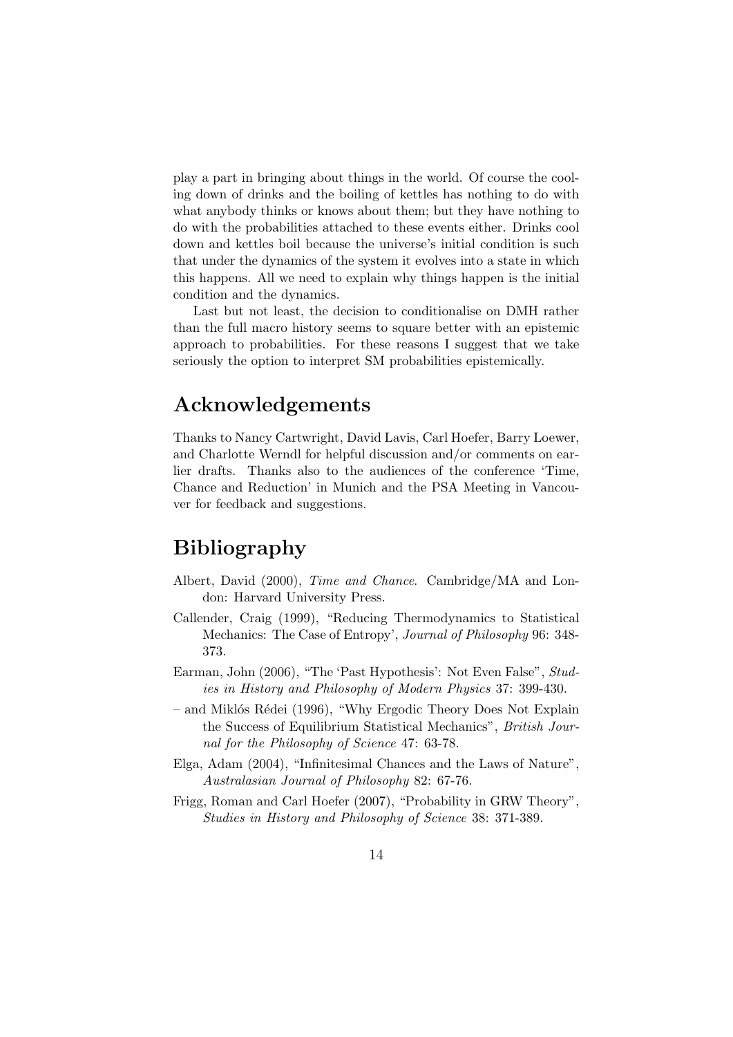play a part in bringing about things in the world. Of course the cooling down of drinks and the boiling of kettles has nothing to do with what anybody thinks or knows about them; but they have nothing to do with the probabilities attached to these events either. Drinks cool down and kettles boil because the universe's initial condition is such that under the dynamics of the system it evolves into a state in which this happens. All we need to explain why things happen is the initial condition and the dynamics.

Last but not least, the decision to conditionalise on DMH rather than the full macro history seems to square better with an epistemic approach to probabilities. For these reasons I suggest that we take seriously the option to interpret SM probabilities epistemically.

# Acknowledgements

Thanks to Nancy Cartwright, David Lavis, Carl Hoefer, Barry Loewer, and Charlotte Werndl for helpful discussion and/or comments on earlier drafts. Thanks also to the audiences of the conference 'Time, Chance and Reduction' in Munich and the PSA Meeting in Vancouver for feedback and suggestions.

# Bibliography

Albert, David (2000), *Time and Chance*. Cambridge/MA and London: Harvard University Press.

Callender, Craig (1999), "Reducing Thermodynamics to Statistical Mechanics: The Case of Entropy', *Journal of Philosophy* 96: 348-373.

Earman, John (2006), "The 'Past Hypothesis': Not Even False", *Studies in History and Philosophy of Modern Physics* 37: 399-430.

– and Miklós Rédei (1996), "Why Ergodic Theory Does Not Explain the Success of Equilibrium Statistical Mechanics", *British Journal for the Philosophy of Science* 47: 63-78.

Elga, Adam (2004), "Infinitesimal Chances and the Laws of Nature", *Australasian Journal of Philosophy* 82: 67-76.

Frigg, Roman and Carl Hoefer (2007), "Probability in GRW Theory", *Studies in History and Philosophy of Science* 38: 371-389.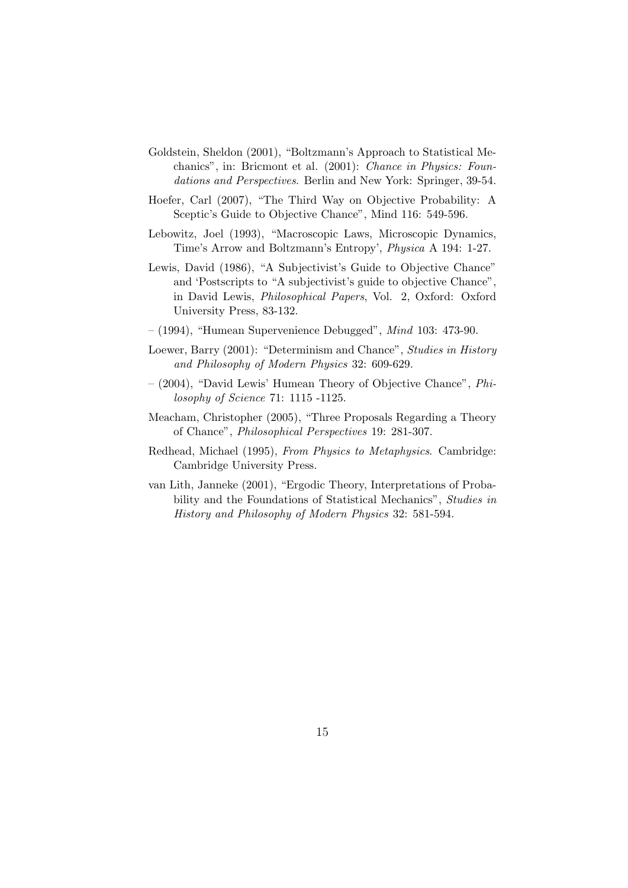Goldstein, Sheldon (2001), "Boltzmann's Approach to Statistical Mechanics", in: Bricmont et al. (2001): *Chance in Physics: Foundations and Perspectives*. Berlin and New York: Springer, 39-54.

Hoefer, Carl (2007), "The Third Way on Objective Probability: A Sceptic's Guide to Objective Chance", Mind 116: 549-596.

Lebowitz, Joel (1993), "Macroscopic Laws, Microscopic Dynamics, Time's Arrow and Boltzmann's Entropy', *Physica* A 194: 1-27.

Lewis, David (1986), "A Subjectivist's Guide to Objective Chance" and 'Postscripts to "A subjectivist's guide to objective Chance", in David Lewis, *Philosophical Papers*, Vol. 2, Oxford: Oxford University Press, 83-132.

– (1994), "Humean Supervenience Debugged", *Mind* 103: 473-90.

Loewer, Barry (2001): "Determinism and Chance", *Studies in History and Philosophy of Modern Physics* 32: 609-629.

– (2004), "David Lewis' Humean Theory of Objective Chance", *Philosophy of Science* 71: 1115 -1125.

Meacham, Christopher (2005), "Three Proposals Regarding a Theory of Chance", *Philosophical Perspectives* 19: 281-307.

Redhead, Michael (1995), *From Physics to Metaphysics*. Cambridge: Cambridge University Press.

van Lith, Janneke (2001), "Ergodic Theory, Interpretations of Probability and the Foundations of Statistical Mechanics", *Studies in History and Philosophy of Modern Physics* 32: 581-594.